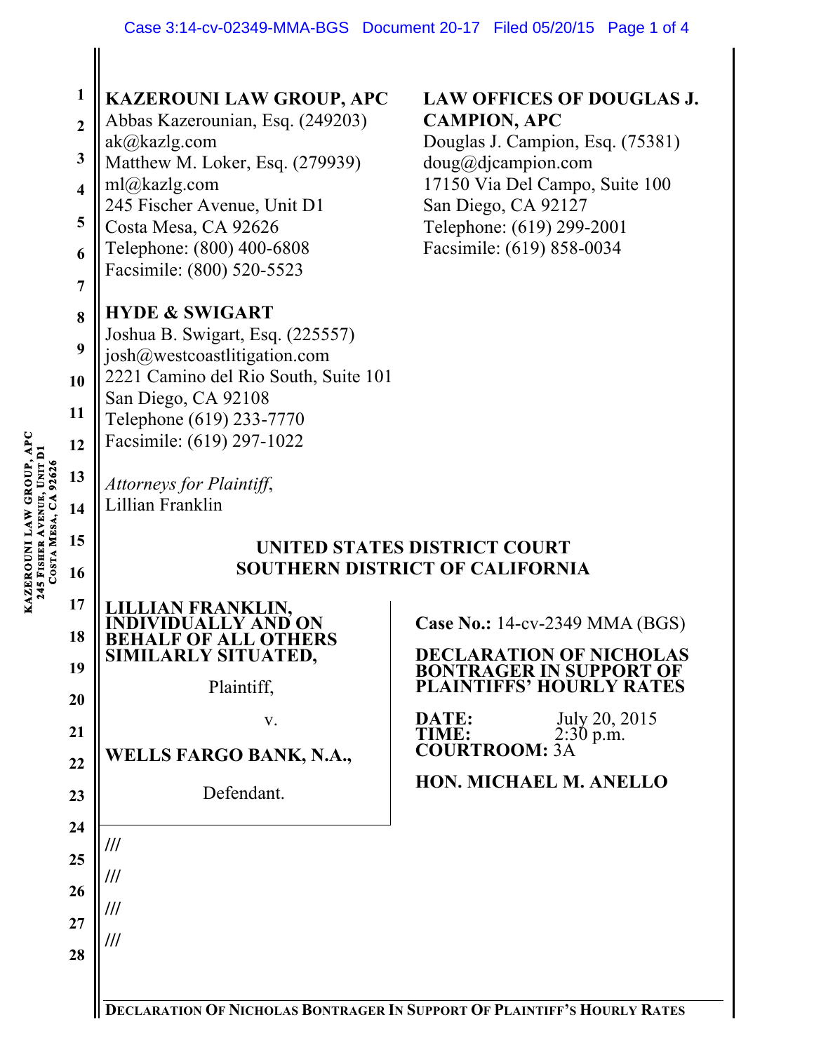**KAZEROUNI LAW GROUP, APC**
Abbas Kazerounian, Esq. (249203)
ak@kazlg.com
Matthew M. Loker, Esq. (279939)
ml@kazlg.com
245 Fischer Avenue, Unit D1
Costa Mesa, CA 92626
Telephone: (800) 400-6808
Facsimile: (800) 520-5523

**LAW OFFICES OF DOUGLAS J. CAMPION, APC**
Douglas J. Campion, Esq. (75381)
doug@djcampion.com
17150 Via Del Campo, Suite 100
San Diego, CA 92127
Telephone: (619) 299-2001
Facsimile: (619) 858-0034

**HYDE & SWIGART**
Joshua B. Swigart, Esq. (225557)
josh@westcoastlitigation.com
2221 Camino del Rio South, Suite 101
San Diego, CA 92108
Telephone (619) 233-7770
Facsimile: (619) 297-1022

*Attorneys for Plaintiff*,
Lillian Franklin

**UNITED STATES DISTRICT COURT**
**SOUTHERN DISTRICT OF CALIFORNIA**

**LILLIAN FRANKLIN, INDIVIDUALLY AND ON BEHALF OF ALL OTHERS SIMILARLY SITUATED,**

Plaintiff,

v.

**WELLS FARGO BANK, N.A.,**

Defendant.

**Case No.:** 14-cv-2349 MMA (BGS)

**DECLARATION OF NICHOLAS BONTRAGER IN SUPPORT OF PLAINTIFFS' HOURLY RATES**

**DATE:** July 20, 2015
**TIME:** 2:30 p.m.
**COURTROOM:** 3A

**HON. MICHAEL M. ANELLO**

///
///
///
///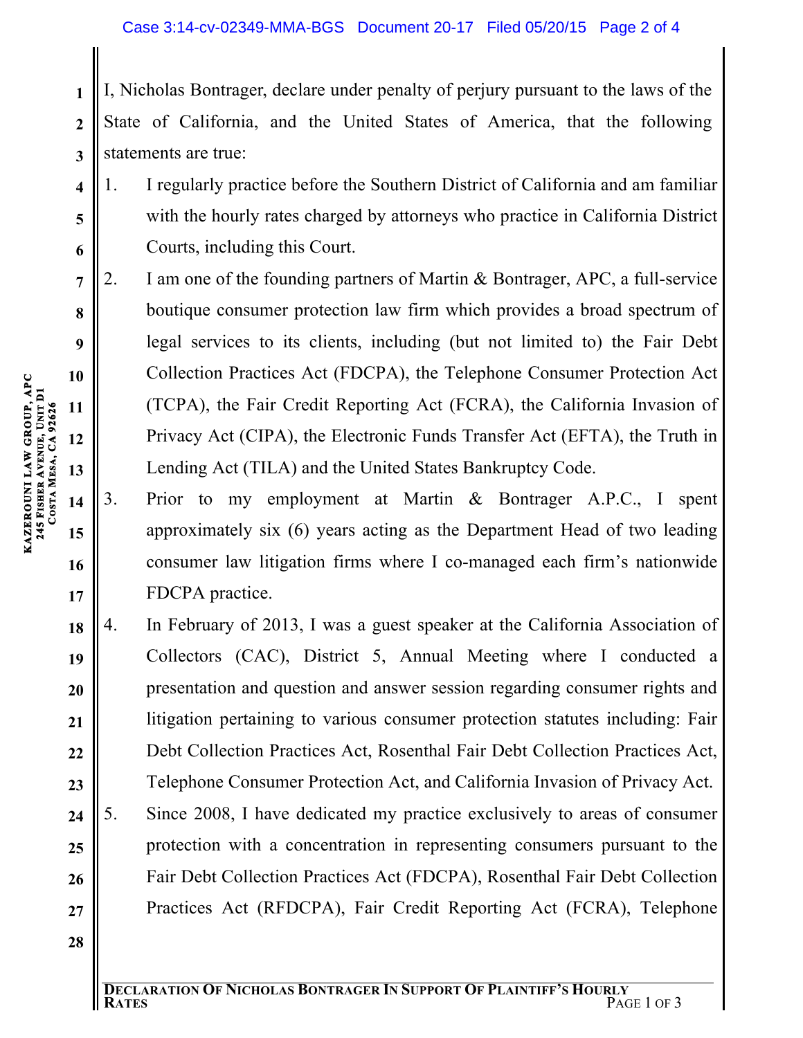I, Nicholas Bontrager, declare under penalty of perjury pursuant to the laws of the State of California, and the United States of America, that the following statements are true:

1. I regularly practice before the Southern District of California and am familiar with the hourly rates charged by attorneys who practice in California District Courts, including this Court.
2. I am one of the founding partners of Martin & Bontrager, APC, a full-service boutique consumer protection law firm which provides a broad spectrum of legal services to its clients, including (but not limited to) the Fair Debt Collection Practices Act (FDCPA), the Telephone Consumer Protection Act (TCPA), the Fair Credit Reporting Act (FCRA), the California Invasion of Privacy Act (CIPA), the Electronic Funds Transfer Act (EFTA), the Truth in Lending Act (TILA) and the United States Bankruptcy Code.
3. Prior to my employment at Martin & Bontrager A.P.C., I spent approximately six (6) years acting as the Department Head of two leading consumer law litigation firms where I co-managed each firm's nationwide FDCPA practice.
4. In February of 2013, I was a guest speaker at the California Association of Collectors (CAC), District 5, Annual Meeting where I conducted a presentation and question and answer session regarding consumer rights and litigation pertaining to various consumer protection statutes including: Fair Debt Collection Practices Act, Rosenthal Fair Debt Collection Practices Act, Telephone Consumer Protection Act, and California Invasion of Privacy Act.
5. Since 2008, I have dedicated my practice exclusively to areas of consumer protection with a concentration in representing consumers pursuant to the Fair Debt Collection Practices Act (FDCPA), Rosenthal Fair Debt Collection Practices Act (RFDCPA), Fair Credit Reporting Act (FCRA), Telephone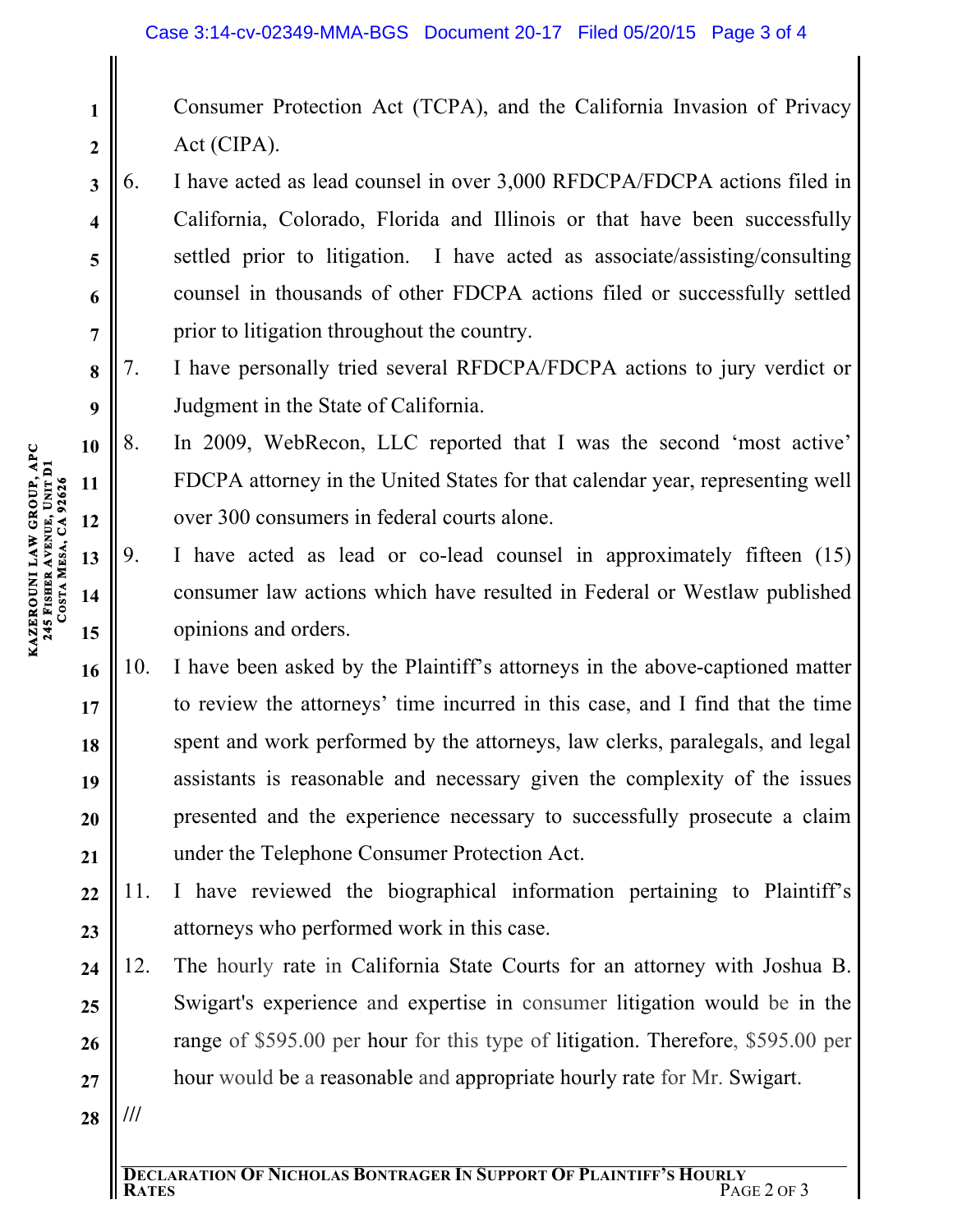Consumer Protection Act (TCPA), and the California Invasion of Privacy Act (CIPA).

6. I have acted as lead counsel in over 3,000 RFDCPA/FDCPA actions filed in California, Colorado, Florida and Illinois or that have been successfully settled prior to litigation. I have acted as associate/assisting/consulting counsel in thousands of other FDCPA actions filed or successfully settled prior to litigation throughout the country.

7. I have personally tried several RFDCPA/FDCPA actions to jury verdict or Judgment in the State of California.

8. In 2009, WebRecon, LLC reported that I was the second 'most active' FDCPA attorney in the United States for that calendar year, representing well over 300 consumers in federal courts alone.

9. I have acted as lead or co-lead counsel in approximately fifteen (15) consumer law actions which have resulted in Federal or Westlaw published opinions and orders.

10. I have been asked by the Plaintiff's attorneys in the above-captioned matter to review the attorneys' time incurred in this case, and I find that the time spent and work performed by the attorneys, law clerks, paralegals, and legal assistants is reasonable and necessary given the complexity of the issues presented and the experience necessary to successfully prosecute a claim under the Telephone Consumer Protection Act.

11. I have reviewed the biographical information pertaining to Plaintiff's attorneys who performed work in this case.

12. The hourly rate in California State Courts for an attorney with Joshua B. Swigart's experience and expertise in consumer litigation would be in the range of $595.00 per hour for this type of litigation. Therefore, $595.00 per hour would be a reasonable and appropriate hourly rate for Mr. Swigart.

///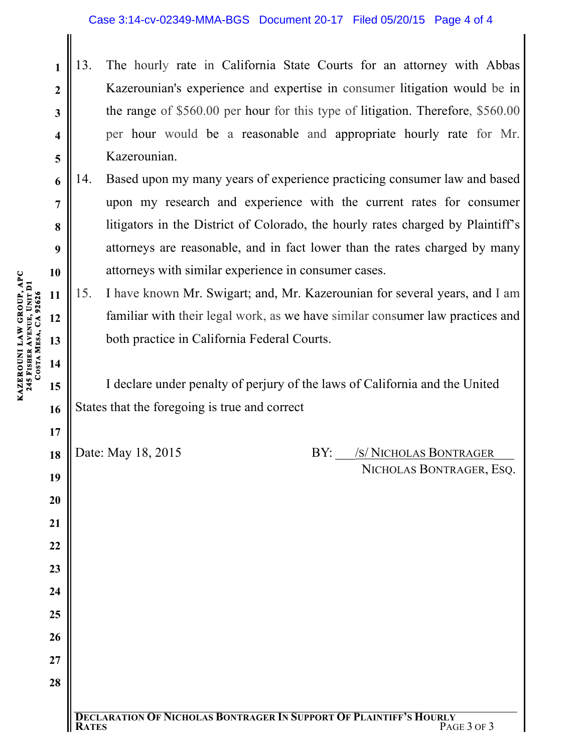13. The hourly rate in California State Courts for an attorney with Abbas Kazerounian's experience and expertise in consumer litigation would be in the range of $560.00 per hour for this type of litigation. Therefore, $560.00 per hour would be a reasonable and appropriate hourly rate for Mr. Kazerounian.

14. Based upon my many years of experience practicing consumer law and based upon my research and experience with the current rates for consumer litigators in the District of Colorado, the hourly rates charged by Plaintiff's attorneys are reasonable, and in fact lower than the rates charged by many attorneys with similar experience in consumer cases.

15. I have known Mr. Swigart; and, Mr. Kazerounian for several years, and I am familiar with their legal work, as we have similar consumer law practices and both practice in California Federal Courts.

I declare under penalty of perjury of the laws of California and the United States that the foregoing is true and correct

Date: May 18, 2015

BY: /S/ NICHOLAS BONTRAGER
NICHOLAS BONTRAGER, ESQ.